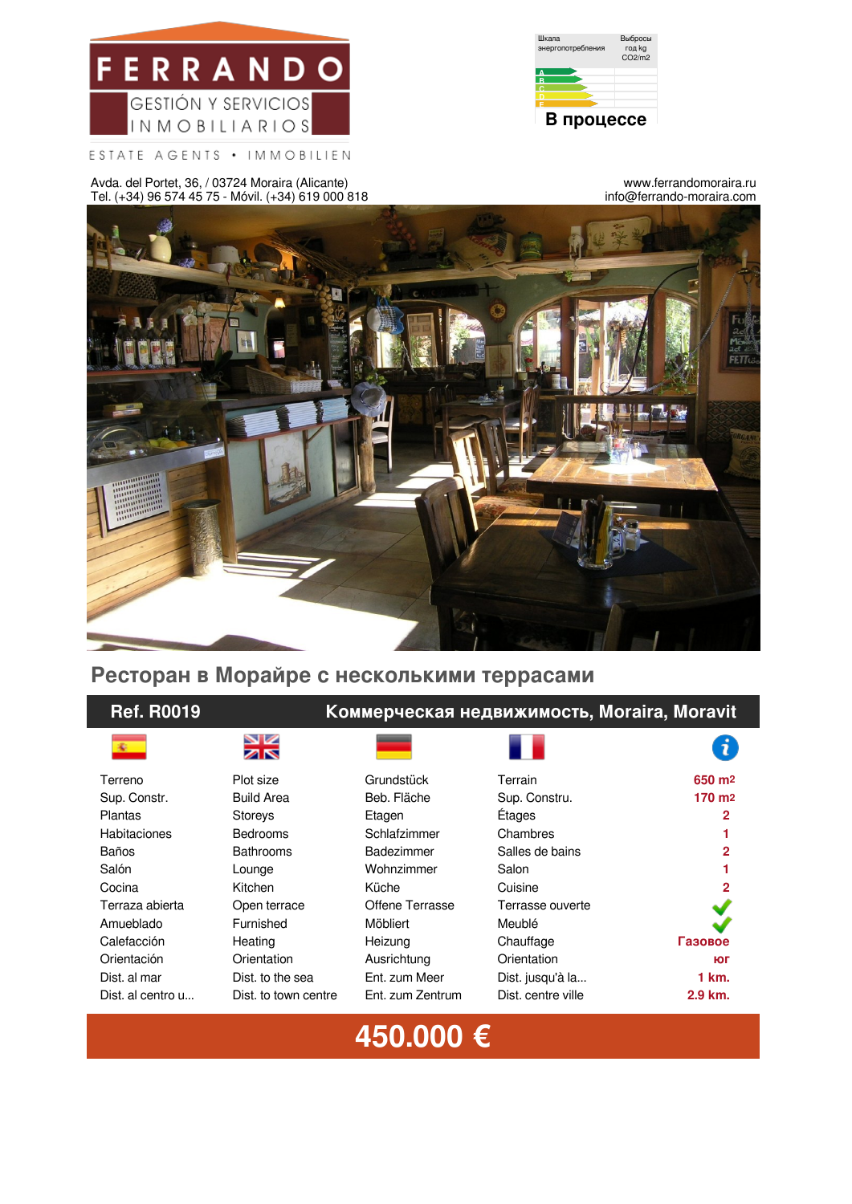FERRANDO

GESTIÓN Y SERVICIOS INMOBILIARIOS

ESTATE AGENTS • IMMOBILIEN

| Шкала энергопотребления | Выбросы год kg $CO_2$/m2 |
| --- | --- |
| A | |
| B | |
| C | |
| D | |
| E | |

**В процессе**

Avda. del Portet, 36, / 03724 Moraira (Alicante)
Tel. (+34) 96 574 45 75 - Móvil. (+34) 619 000 818

www.ferrandomoraira.ru
info@ferrando-moraira.com

## Ресторан в Морайре с несколькими террасами

**Ref. R0019** — **Коммерческая недвижимость, Moraira, Moravit**

| Español | English | Deutsch | Français | |
| --- | --- | --- | --- | --- |
| Terreno | Plot size | Grundstück | Terrain | 650 m2 |
| Sup. Constr. | Build Area | Beb. Fläche | Sup. Constru. | 170 m2 |
| Plantas | Storeys | Etagen | Étages | 2 |
| Habitaciones | Bedrooms | Schlafzimmer | Chambres | 1 |
| Baños | Bathrooms | Badezimmer | Salles de bains | 2 |
| Salón | Lounge | Wohnzimmer | Salon | 1 |
| Cocina | Kitchen | Küche | Cuisine | 2 |
| Terraza abierta | Open terrace | Offene Terrasse | Terrasse ouverte | ✓ |
| Amueblado | Furnished | Möbliert | Meublé | ✓ |
| Calefacción | Heating | Heizung | Chauffage | Газовое |
| Orientación | Orientation | Ausrichtung | Orientation | юг |
| Dist. al mar | Dist. to the sea | Ent. zum Meer | Dist. jusqu'à la... | 1 km. |
| Dist. al centro u... | Dist. to town centre | Ent. zum Zentrum | Dist. centre ville | 2.9 km. |

**450.000 €**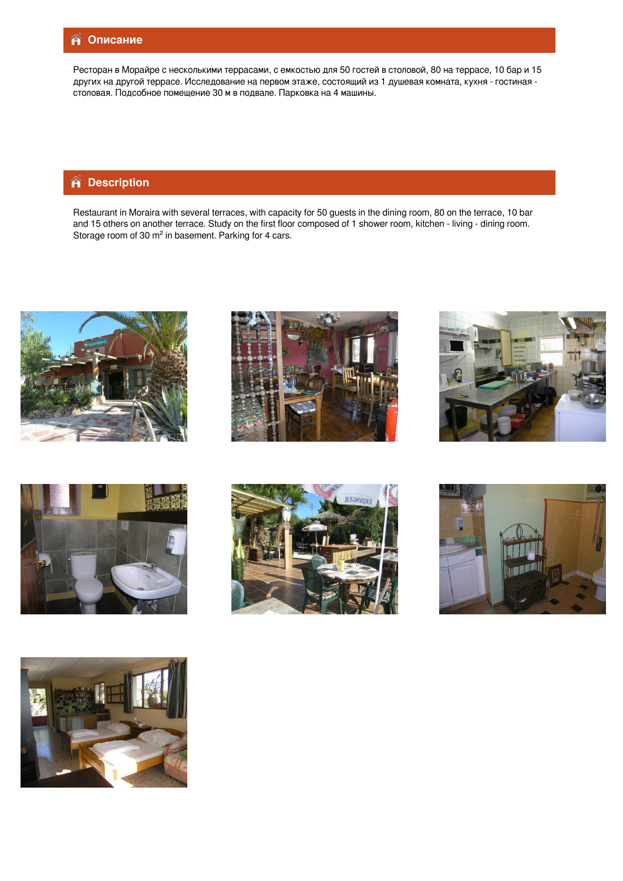## Описание

Ресторан в Морайре с несколькими террасами, с емкостью для 50 гостей в столовой, 80 на террасе, 10 бар и 15 других на другой террасе. Исследование на первом этаже, состоящий из 1 душевая комната, кухня - гостиная - столовая. Подсобное помещение 30 м в подвале. Парковка на 4 машины.

## Description

Restaurant in Moraira with several terraces, with capacity for 50 guests in the dining room, 80 on the terrace, 10 bar and 15 others on another terrace. Study on the first floor composed of 1 shower room, kitchen - living - dining room. Storage room of 30 m² in basement. Parking for 4 cars.